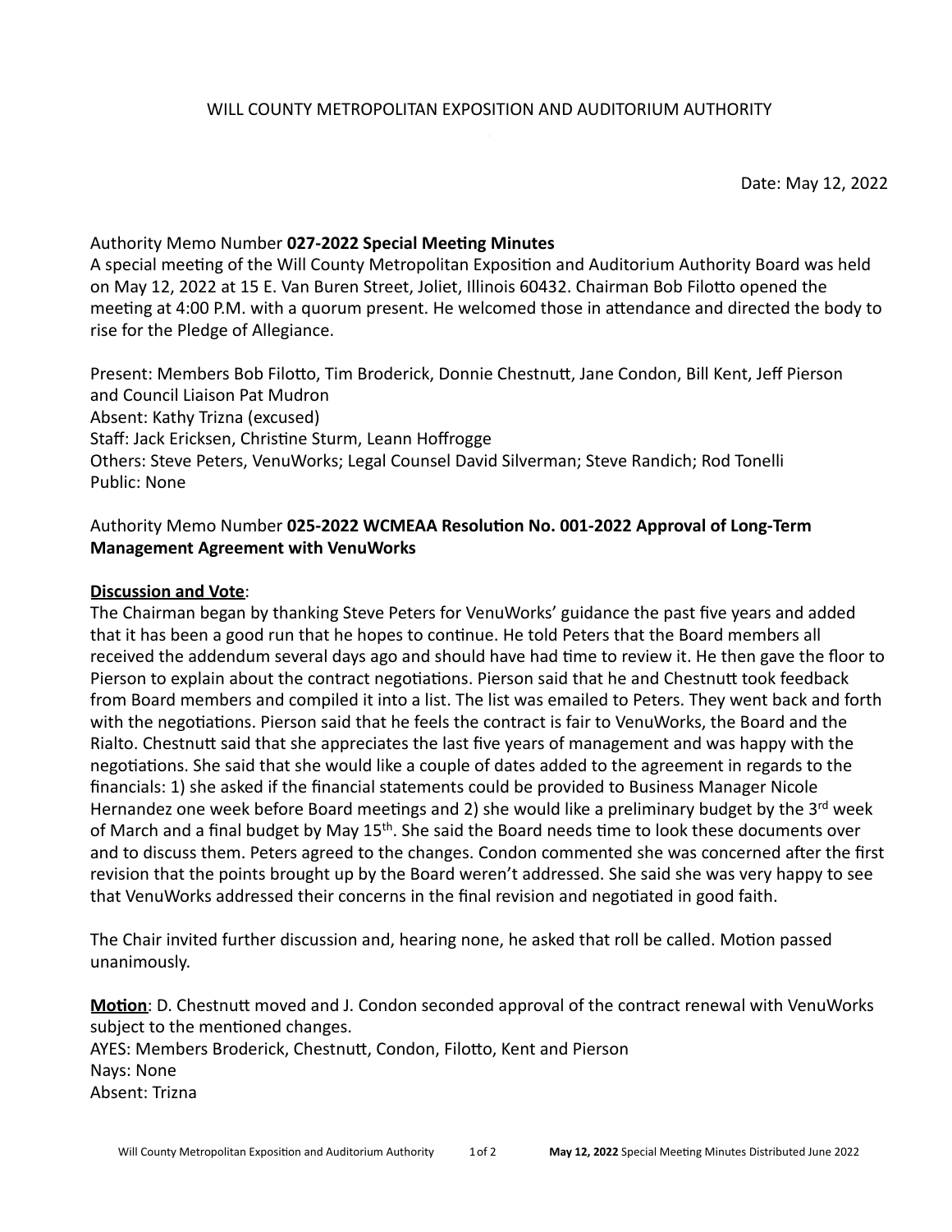# WILL COUNTY METROPOLITAN EXPOSITION AND AUDITORIUM AUTHORITY

Date: May 12, 2022

Authority Memo Number **027-2022 Special Meeting Minutes**
A special meeting of the Will County Metropolitan Exposition and Auditorium Authority Board was held on May 12, 2022 at 15 E. Van Buren Street, Joliet, Illinois 60432. Chairman Bob Filotto opened the meeting at 4:00 P.M. with a quorum present. He welcomed those in attendance and directed the body to rise for the Pledge of Allegiance.

Present: Members Bob Filotto, Tim Broderick, Donnie Chestnutt, Jane Condon, Bill Kent, Jeff Pierson and Council Liaison Pat Mudron
Absent: Kathy Trizna (excused)
Staff: Jack Ericksen, Christine Sturm, Leann Hoffrogge
Others: Steve Peters, VenuWorks; Legal Counsel David Silverman; Steve Randich; Rod Tonelli
Public: None

Authority Memo Number **025-2022 WCMEAA Resolution No. 001-2022 Approval of Long-Term Management Agreement with VenuWorks**

**Discussion and Vote**:
The Chairman began by thanking Steve Peters for VenuWorks' guidance the past five years and added that it has been a good run that he hopes to continue. He told Peters that the Board members all received the addendum several days ago and should have had time to review it. He then gave the floor to Pierson to explain about the contract negotiations. Pierson said that he and Chestnutt took feedback from Board members and compiled it into a list. The list was emailed to Peters. They went back and forth with the negotiations. Pierson said that he feels the contract is fair to VenuWorks, the Board and the Rialto. Chestnutt said that she appreciates the last five years of management and was happy with the negotiations. She said that she would like a couple of dates added to the agreement in regards to the financials: 1) she asked if the financial statements could be provided to Business Manager Nicole Hernandez one week before Board meetings and 2) she would like a preliminary budget by the 3rd week of March and a final budget by May 15th. She said the Board needs time to look these documents over and to discuss them. Peters agreed to the changes. Condon commented she was concerned after the first revision that the points brought up by the Board weren't addressed. She said she was very happy to see that VenuWorks addressed their concerns in the final revision and negotiated in good faith.

The Chair invited further discussion and, hearing none, he asked that roll be called. Motion passed unanimously.

**Motion**: D. Chestnutt moved and J. Condon seconded approval of the contract renewal with VenuWorks subject to the mentioned changes.
AYES: Members Broderick, Chestnutt, Condon, Filotto, Kent and Pierson
Nays: None
Absent: Trizna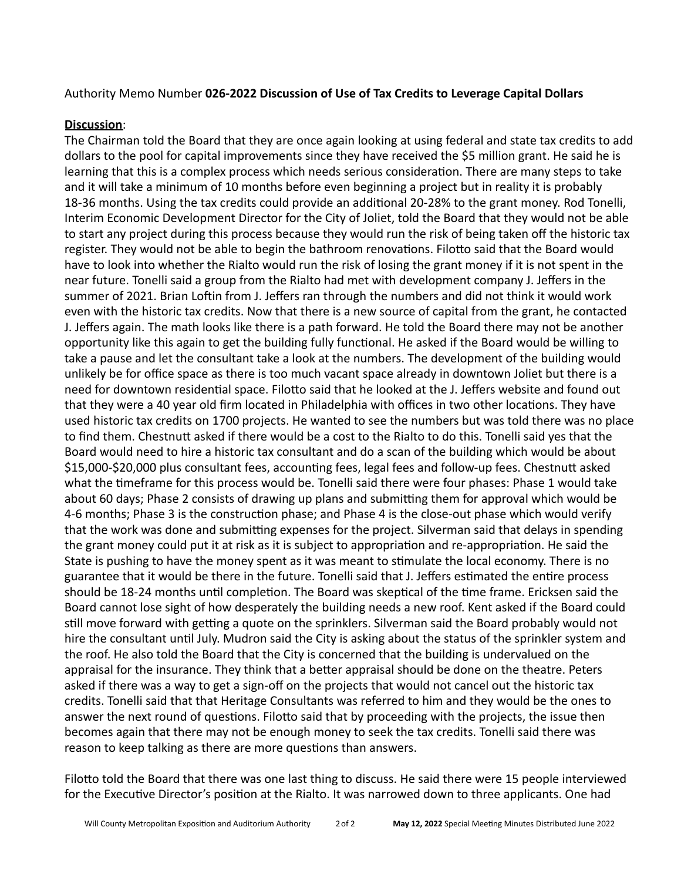Authority Memo Number **026-2022 Discussion of Use of Tax Credits to Leverage Capital Dollars**

**Discussion**:

The Chairman told the Board that they are once again looking at using federal and state tax credits to add dollars to the pool for capital improvements since they have received the $5 million grant. He said he is learning that this is a complex process which needs serious consideration. There are many steps to take and it will take a minimum of 10 months before even beginning a project but in reality it is probably 18-36 months. Using the tax credits could provide an additional 20-28% to the grant money. Rod Tonelli, Interim Economic Development Director for the City of Joliet, told the Board that they would not be able to start any project during this process because they would run the risk of being taken off the historic tax register. They would not be able to begin the bathroom renovations. Filotto said that the Board would have to look into whether the Rialto would run the risk of losing the grant money if it is not spent in the near future. Tonelli said a group from the Rialto had met with development company J. Jeffers in the summer of 2021. Brian Loftin from J. Jeffers ran through the numbers and did not think it would work even with the historic tax credits. Now that there is a new source of capital from the grant, he contacted J. Jeffers again. The math looks like there is a path forward. He told the Board there may not be another opportunity like this again to get the building fully functional. He asked if the Board would be willing to take a pause and let the consultant take a look at the numbers. The development of the building would unlikely be for office space as there is too much vacant space already in downtown Joliet but there is a need for downtown residential space. Filotto said that he looked at the J. Jeffers website and found out that they were a 40 year old firm located in Philadelphia with offices in two other locations. They have used historic tax credits on 1700 projects. He wanted to see the numbers but was told there was no place to find them. Chestnutt asked if there would be a cost to the Rialto to do this. Tonelli said yes that the Board would need to hire a historic tax consultant and do a scan of the building which would be about $15,000-$20,000 plus consultant fees, accounting fees, legal fees and follow-up fees. Chestnutt asked what the timeframe for this process would be. Tonelli said there were four phases: Phase 1 would take about 60 days; Phase 2 consists of drawing up plans and submitting them for approval which would be 4-6 months; Phase 3 is the construction phase; and Phase 4 is the close-out phase which would verify that the work was done and submitting expenses for the project. Silverman said that delays in spending the grant money could put it at risk as it is subject to appropriation and re-appropriation. He said the State is pushing to have the money spent as it was meant to stimulate the local economy. There is no guarantee that it would be there in the future. Tonelli said that J. Jeffers estimated the entire process should be 18-24 months until completion. The Board was skeptical of the time frame. Ericksen said the Board cannot lose sight of how desperately the building needs a new roof. Kent asked if the Board could still move forward with getting a quote on the sprinklers. Silverman said the Board probably would not hire the consultant until July. Mudron said the City is asking about the status of the sprinkler system and the roof. He also told the Board that the City is concerned that the building is undervalued on the appraisal for the insurance. They think that a better appraisal should be done on the theatre. Peters asked if there was a way to get a sign-off on the projects that would not cancel out the historic tax credits. Tonelli said that that Heritage Consultants was referred to him and they would be the ones to answer the next round of questions. Filotto said that by proceeding with the projects, the issue then becomes again that there may not be enough money to seek the tax credits. Tonelli said there was reason to keep talking as there are more questions than answers.

Filotto told the Board that there was one last thing to discuss. He said there were 15 people interviewed for the Executive Director's position at the Rialto. It was narrowed down to three applicants. One had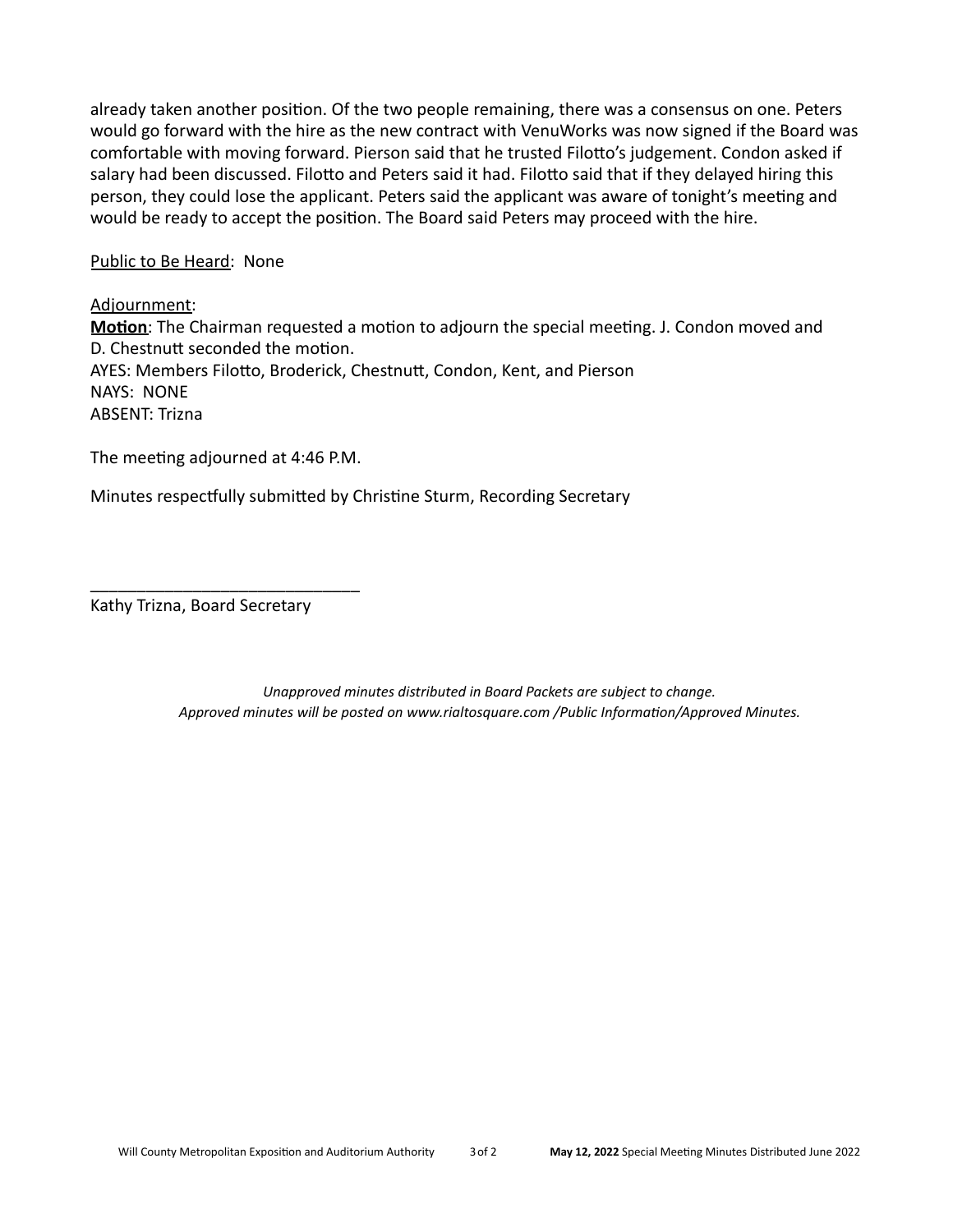already taken another position. Of the two people remaining, there was a consensus on one. Peters would go forward with the hire as the new contract with VenuWorks was now signed if the Board was comfortable with moving forward. Pierson said that he trusted Filotto's judgement. Condon asked if salary had been discussed. Filotto and Peters said it had. Filotto said that if they delayed hiring this person, they could lose the applicant. Peters said the applicant was aware of tonight's meeting and would be ready to accept the position. The Board said Peters may proceed with the hire.

<u>Public to Be Heard</u>: None

<u>Adjournment</u>:
**<u>Motion</u>**: The Chairman requested a motion to adjourn the special meeting. J. Condon moved and D. Chestnutt seconded the motion.
AYES: Members Filotto, Broderick, Chestnutt, Condon, Kent, and Pierson
NAYS: NONE
ABSENT: Trizna

The meeting adjourned at 4:46 P.M.

Minutes respectfully submitted by Christine Sturm, Recording Secretary

______________________________
Kathy Trizna, Board Secretary

*Unapproved minutes distributed in Board Packets are subject to change.*
*Approved minutes will be posted on www.rialtosquare.com /Public Information/Approved Minutes.*